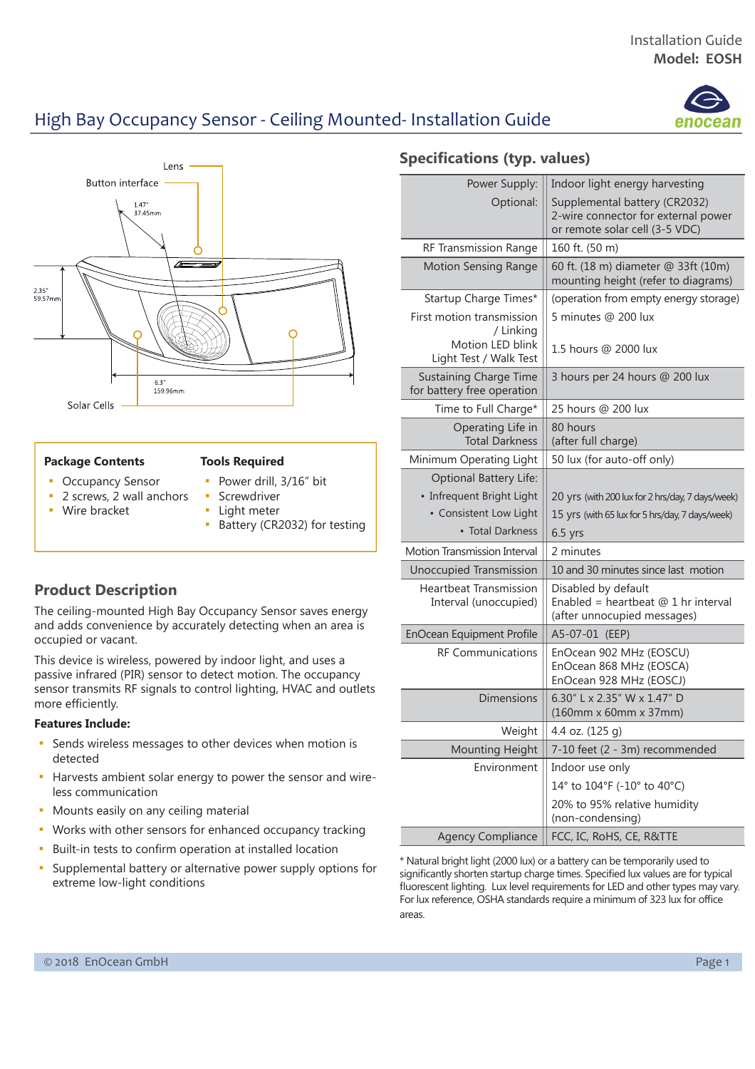# High Bay Occupancy Sensor - Ceiling Mounted- Installation Guide

Installation Guide
**Model: EOSH**

Lens
Button interface
1.47"
37.45mm
2.35"
59.57mm
6.3"
159.96mm
Solar Cells

| **Package Contents** | **Tools Required** |
|---|---|
| - Occupancy Sensor<br>- 2 screws, 2 wall anchors<br>- Wire bracket | - Power drill, 3/16" bit<br>- Screwdriver<br>- Light meter<br>- Battery (CR2032) for testing |

## Product Description

The ceiling-mounted High Bay Occupancy Sensor saves energy and adds convenience by accurately detecting when an area is occupied or vacant.

This device is wireless, powered by indoor light, and uses a passive infrared (PIR) sensor to detect motion. The occupancy sensor transmits RF signals to control lighting, HVAC and outlets more efficiently.

**Features Include:**

- Sends wireless messages to other devices when motion is detected
- Harvests ambient solar energy to power the sensor and wireless communication
- Mounts easily on any ceiling material
- Works with other sensors for enhanced occupancy tracking
- Built-in tests to confirm operation at installed location
- Supplemental battery or alternative power supply options for extreme low-light conditions

## Specifications (typ. values)

| | |
|---|---|
| Power Supply:<br>Optional: | Indoor light energy harvesting<br>Supplemental battery (CR2032)<br>2-wire connector for external power or remote solar cell (3-5 VDC) |
| RF Transmission Range | 160 ft. (50 m) |
| Motion Sensing Range | 60 ft. (18 m) diameter @ 33ft (10m) mounting height (refer to diagrams) |
| Startup Charge Times* | (operation from empty energy storage) |
| First motion transmission / Linking | 5 minutes @ 200 lux |
| Motion LED blink<br>Light Test / Walk Test | 1.5 hours @ 2000 lux |
| Sustaining Charge Time for battery free operation | 3 hours per 24 hours @ 200 lux |
| Time to Full Charge* | 25 hours @ 200 lux |
| Operating Life in Total Darkness | 80 hours (after full charge) |
| Minimum Operating Light | 50 lux (for auto-off only) |
| Optional Battery Life: | |
| • Infrequent Bright Light | 20 yrs (with 200 lux for 2 hrs/day, 7 days/week) |
| • Consistent Low Light | 15 yrs (with 65 lux for 5 hrs/day, 7 days/week) |
| • Total Darkness | 6.5 yrs |
| Motion Transmission Interval | 2 minutes |
| Unoccupied Transmission | 10 and 30 minutes since last motion |
| Heartbeat Transmission Interval (unoccupied) | Disabled by default<br>Enabled = heartbeat @ 1 hr interval (after unoccupied messages) |
| EnOcean Equipment Profile | A5-07-01 (EEP) |
| RF Communications | EnOcean 902 MHz (EOSCU)<br>EnOcean 868 MHz (EOSCA)<br>EnOcean 928 MHz (EOSCJ) |
| Dimensions | 6.30" L x 2.35" W x 1.47" D (160mm x 60mm x 37mm) |
| Weight | 4.4 oz. (125 g) |
| Mounting Height | 7-10 feet (2 - 3m) recommended |
| Environment | Indoor use only<br>14° to 104°F (-10° to 40°C)<br>20% to 95% relative humidity (non-condensing) |
| Agency Compliance | FCC, IC, RoHS, CE, R&TTE |

* Natural bright light (2000 lux) or a battery can be temporarily used to significantly shorten startup charge times. Specified lux values are for typical fluorescent lighting. Lux level requirements for LED and other types may vary. For lux reference, OSHA standards require a minimum of 323 lux for office areas.

© 2018 EnOcean GmbH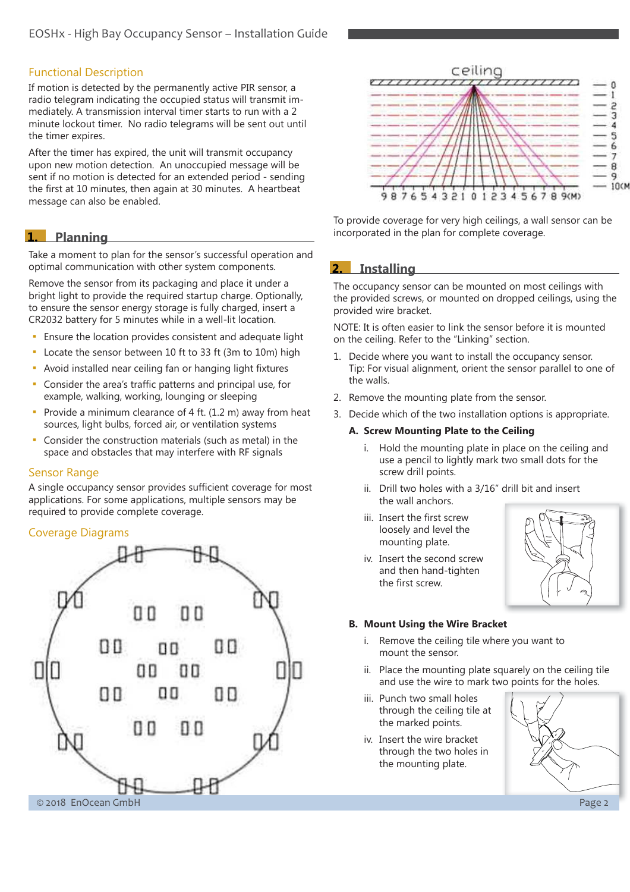## Functional Description

If motion is detected by the permanently active PIR sensor, a radio telegram indicating the occupied status will transmit immediately. A transmission interval timer starts to run with a 2 minute lockout timer. No radio telegrams will be sent out until the timer expires.

After the timer has expired, the unit will transmit occupancy upon new motion detection. An unoccupied message will be sent if no motion is detected for an extended period - sending the first at 10 minutes, then again at 30 minutes. A heartbeat message can also be enabled.

## 1. Planning

Take a moment to plan for the sensor's successful operation and optimal communication with other system components.

Remove the sensor from its packaging and place it under a bright light to provide the required startup charge. Optionally, to ensure the sensor energy storage is fully charged, insert a CR2032 battery for 5 minutes while in a well-lit location.

- Ensure the location provides consistent and adequate light
- Locate the sensor between 10 ft to 33 ft (3m to 10m) high
- Avoid installed near ceiling fan or hanging light fixtures
- Consider the area's traffic patterns and principal use, for example, walking, working, lounging or sleeping
- Provide a minimum clearance of 4 ft. (1.2 m) away from heat sources, light bulbs, forced air, or ventilation systems
- Consider the construction materials (such as metal) in the space and obstacles that may interfere with RF signals

### Sensor Range

A single occupancy sensor provides sufficient coverage for most applications. For some applications, multiple sensors may be required to provide complete coverage.

### Coverage Diagrams

To provide coverage for very high ceilings, a wall sensor can be incorporated in the plan for complete coverage.

## 2. Installing

The occupancy sensor can be mounted on most ceilings with the provided screws, or mounted on dropped ceilings, using the provided wire bracket.

NOTE: It is often easier to link the sensor before it is mounted on the ceiling. Refer to the "Linking" section.

1. Decide where you want to install the occupancy sensor. Tip: For visual alignment, orient the sensor parallel to one of the walls.
2. Remove the mounting plate from the sensor.
3. Decide which of the two installation options is appropriate.

**A. Screw Mounting Plate to the Ceiling**

i. Hold the mounting plate in place on the ceiling and use a pencil to lightly mark two small dots for the screw drill points.

ii. Drill two holes with a 3/16" drill bit and insert the wall anchors.

iii. Insert the first screw loosely and level the mounting plate.

iv. Insert the second screw and then hand-tighten the first screw.

**B. Mount Using the Wire Bracket**

i. Remove the ceiling tile where you want to mount the sensor.

ii. Place the mounting plate squarely on the ceiling tile and use the wire to mark two points for the holes.

iii. Punch two small holes through the ceiling tile at the marked points.

iv. Insert the wire bracket through the two holes in the mounting plate.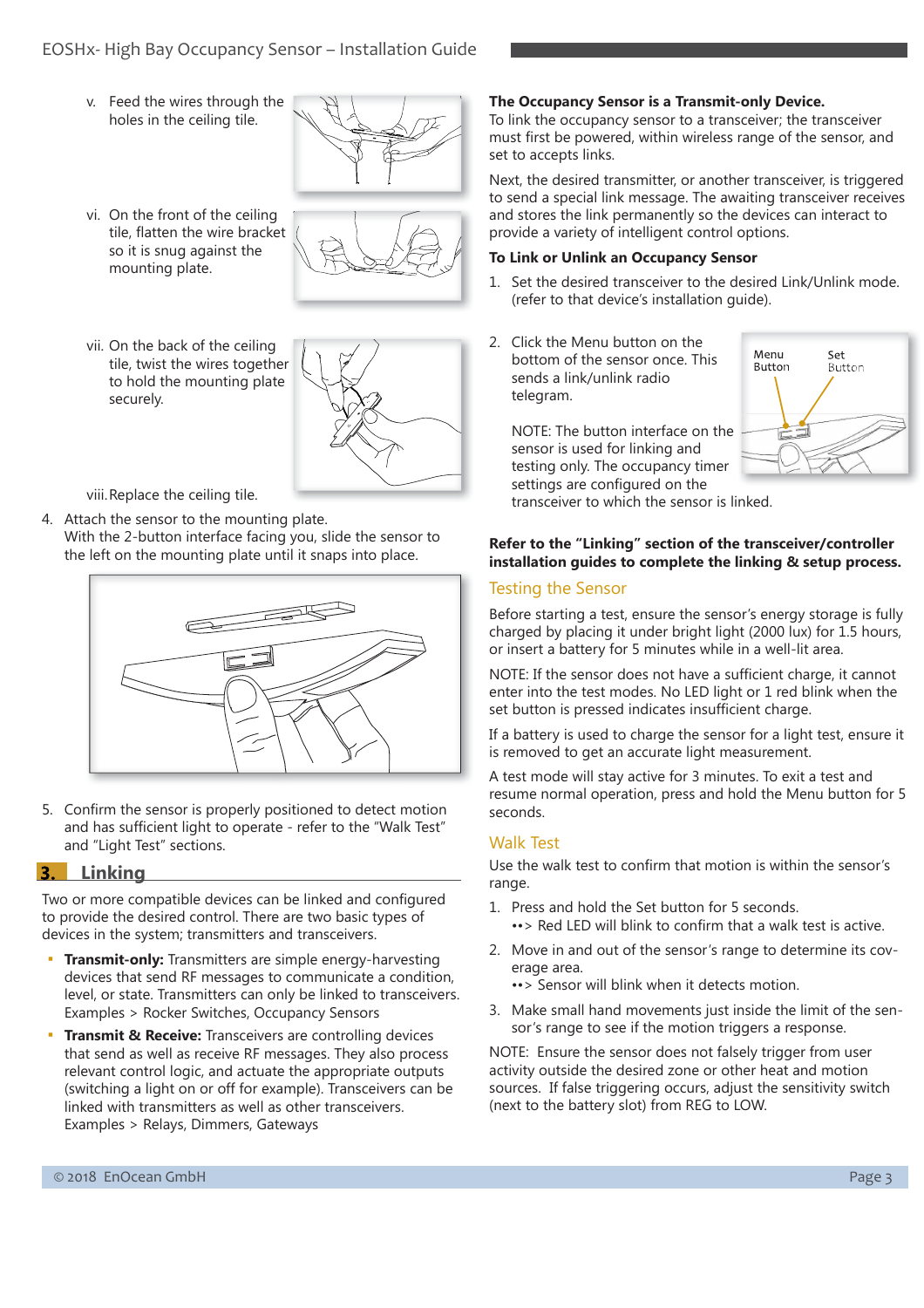v. Feed the wires through the holes in the ceiling tile.

vi. On the front of the ceiling tile, flatten the wire bracket so it is snug against the mounting plate.

vii. On the back of the ceiling tile, twist the wires together to hold the mounting plate securely.

viii. Replace the ceiling tile.

4. Attach the sensor to the mounting plate.
   With the 2-button interface facing you, slide the sensor to the left on the mounting plate until it snaps into place.

5. Confirm the sensor is properly positioned to detect motion and has sufficient light to operate - refer to the "Walk Test" and "Light Test" sections.

## 3. Linking

Two or more compatible devices can be linked and configured to provide the desired control. There are two basic types of devices in the system; transmitters and transceivers.

- **Transmit-only:** Transmitters are simple energy-harvesting devices that send RF messages to communicate a condition, level, or state. Transmitters can only be linked to transceivers. Examples > Rocker Switches, Occupancy Sensors
- **Transmit & Receive:** Transceivers are controlling devices that send as well as receive RF messages. They also process relevant control logic, and actuate the appropriate outputs (switching a light on or off for example). Transceivers can be linked with transmitters as well as other transceivers. Examples > Relays, Dimmers, Gateways

**The Occupancy Sensor is a Transmit-only Device.**
To link the occupancy sensor to a transceiver; the transceiver must first be powered, within wireless range of the sensor, and set to accepts links.

Next, the desired transmitter, or another transceiver, is triggered to send a special link message. The awaiting transceiver receives and stores the link permanently so the devices can interact to provide a variety of intelligent control options.

**To Link or Unlink an Occupancy Sensor**

1. Set the desired transceiver to the desired Link/Unlink mode. (refer to that device's installation guide).
2. Click the Menu button on the bottom of the sensor once. This sends a link/unlink radio telegram.

   Menu Button    Set Button

   NOTE: The button interface on the sensor is used for linking and testing only. The occupancy timer settings are configured on the transceiver to which the sensor is linked.

**Refer to the "Linking" section of the transceiver/controller installation guides to complete the linking & setup process.**

## Testing the Sensor

Before starting a test, ensure the sensor's energy storage is fully charged by placing it under bright light (2000 lux) for 1.5 hours, or insert a battery for 5 minutes while in a well-lit area.

NOTE: If the sensor does not have a sufficient charge, it cannot enter into the test modes. No LED light or 1 red blink when the set button is pressed indicates insufficient charge.

If a battery is used to charge the sensor for a light test, ensure it is removed to get an accurate light measurement.

A test mode will stay active for 3 minutes. To exit a test and resume normal operation, press and hold the Menu button for 5 seconds.

## Walk Test

Use the walk test to confirm that motion is within the sensor's range.

1. Press and hold the Set button for 5 seconds.
   ••> Red LED will blink to confirm that a walk test is active.
2. Move in and out of the sensor's range to determine its coverage area.
   ••> Sensor will blink when it detects motion.
3. Make small hand movements just inside the limit of the sensor's range to see if the motion triggers a response.

NOTE: Ensure the sensor does not falsely trigger from user activity outside the desired zone or other heat and motion sources. If false triggering occurs, adjust the sensitivity switch (next to the battery slot) from REG to LOW.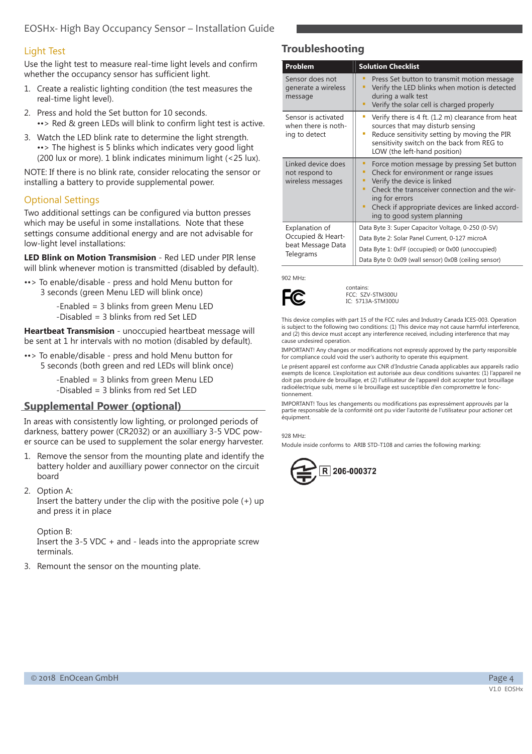## Light Test

Use the light test to measure real-time light levels and confirm whether the occupancy sensor has sufficient light.

1. Create a realistic lighting condition (the test measures the real-time light level).
2. Press and hold the Set button for 10 seconds.
   ••> Red & green LEDs will blink to confirm light test is active.
3. Watch the LED blink rate to determine the light strength.
   ••> The highest is 5 blinks which indicates very good light (200 lux or more). 1 blink indicates minimum light (<25 lux).

NOTE: If there is no blink rate, consider relocating the sensor or installing a battery to provide supplemental power.

## Optional Settings

Two additional settings can be configured via button presses which may be useful in some installations. Note that these settings consume additional energy and are not advisable for low-light level installations:

**LED Blink on Motion Transmission** - Red LED under PIR lense will blink whenever motion is transmitted (disabled by default).

••> To enable/disable - press and hold Menu button for 3 seconds (green Menu LED will blink once)

-Enabled = 3 blinks from green Menu LED
-Disabled = 3 blinks from red Set LED

**Heartbeat Transmision** - unoccupied heartbeat message will be sent at 1 hr intervals with no motion (disabled by default).

••> To enable/disable - press and hold Menu button for 5 seconds (both green and red LEDs will blink once)

-Enabled = 3 blinks from green Menu LED
-Disabled = 3 blinks from red Set LED

## Supplemental Power (optional)

In areas with consistently low lighting, or prolonged periods of darkness, battery power (CR2032) or an auxilliary 3-5 VDC power source can be used to supplement the solar energy harvester.

1. Remove the sensor from the mounting plate and identify the battery holder and auxilliary power connector on the circuit board
2. Option A:
   Insert the battery under the clip with the positive pole (+) up and press it in place

   Option B:
   Insert the 3-5 VDC + and - leads into the appropriate screw terminals.
3. Remount the sensor on the mounting plate.

## Troubleshooting

| Problem | Solution Checklist |
|---|---|
| Sensor does not generate a wireless message | • Press Set button to transmit motion message<br>• Verify the LED blinks when motion is detected during a walk test<br>• Verify the solar cell is charged properly |
| Sensor is activated when there is nothing to detect | • Verify there is 4 ft. (1.2 m) clearance from heat sources that may disturb sensing<br>• Reduce sensitivity setting by moving the PIR sensitivity switch on the back from REG to LOW (the left-hand position) |
| Linked device does not respond to wireless messages | • Force motion message by pressing Set button<br>• Check for environment or range issues<br>• Verify the device is linked<br>• Check the transceiver connection and the wiring for errors<br>• Check if appropriate devices are linked according to good system planning |
| Explanation of Occupied & Heartbeat Message Data Telegrams | Data Byte 3: Super Capacitor Voltage, 0-250 (0-5V)<br>Data Byte 2: Solar Panel Current, 0-127 microA<br>Data Byte 1: 0xFF (occupied) or 0x00 (unoccupied)<br>Data Byte 0: 0x09 (wall sensor) 0x0B (ceiling sensor) |

902 MHz:

FC

contains:
FCC: SZV-STM300U
IC: 5713A-STM300U

This device complies with part 15 of the FCC rules and Industry Canada ICES-003. Operation is subject to the following two conditions: (1) This device may not cause harmful interference, and (2) this device must accept any interference received, including interference that may cause undesired operation.

IMPORTANT! Any changes or modifications not expressly approved by the party responsible for compliance could void the user's authority to operate this equipment.

Le présent appareil est conforme aux CNR d'Industrie Canada applicables aux appareils radio exempts de licence. L'exploitation est autorisée aux deux conditions suivantes: (1) l'appareil ne doit pas produire de brouillage, et (2) l'utilisateur de l'appareil doit accepter tout brouillage radioélectrique subi, meme si le brouillage est susceptible d'en compromettre le fonctionnement.

IMPORTANT! Tous les changements ou modifications pas expressément approvés par la partie responsible de la conformité ont pu vider l'autorité de l'utilisateur pour actioner cet équipment.

928 MHz:

Module inside conforms to ARIB STD-T108 and carries the following marking:

R 206-000372

© 2018 EnOcean GmbH

V1.0 EOSHx